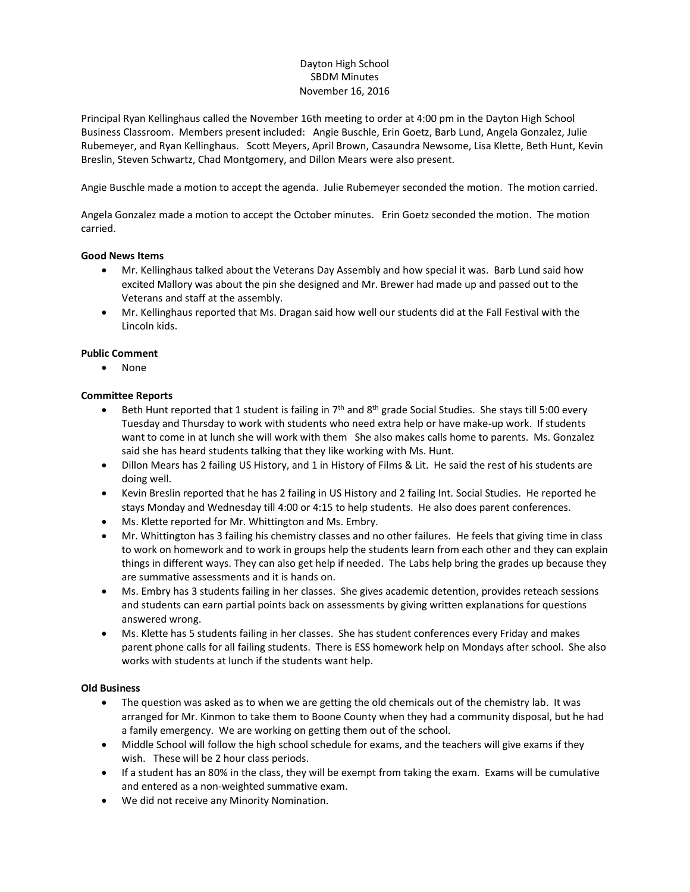Dayton High School
SBDM Minutes
November 16, 2016

Principal Ryan Kellinghaus called the November 16th meeting to order at 4:00 pm in the Dayton High School Business Classroom. Members present included: Angie Buschle, Erin Goetz, Barb Lund, Angela Gonzalez, Julie Rubemeyer, and Ryan Kellinghaus. Scott Meyers, April Brown, Casaundra Newsome, Lisa Klette, Beth Hunt, Kevin Breslin, Steven Schwartz, Chad Montgomery, and Dillon Mears were also present.

Angie Buschle made a motion to accept the agenda. Julie Rubemeyer seconded the motion. The motion carried.

Angela Gonzalez made a motion to accept the October minutes. Erin Goetz seconded the motion. The motion carried.

**Good News Items**

- Mr. Kellinghaus talked about the Veterans Day Assembly and how special it was. Barb Lund said how excited Mallory was about the pin she designed and Mr. Brewer had made up and passed out to the Veterans and staff at the assembly.
- Mr. Kellinghaus reported that Ms. Dragan said how well our students did at the Fall Festival with the Lincoln kids.

**Public Comment**

- None

**Committee Reports**

- Beth Hunt reported that 1 student is failing in 7th and 8th grade Social Studies. She stays till 5:00 every Tuesday and Thursday to work with students who need extra help or have make-up work. If students want to come in at lunch she will work with them She also makes calls home to parents. Ms. Gonzalez said she has heard students talking that they like working with Ms. Hunt.
- Dillon Mears has 2 failing US History, and 1 in History of Films & Lit. He said the rest of his students are doing well.
- Kevin Breslin reported that he has 2 failing in US History and 2 failing Int. Social Studies. He reported he stays Monday and Wednesday till 4:00 or 4:15 to help students. He also does parent conferences.
- Ms. Klette reported for Mr. Whittington and Ms. Embry.
- Mr. Whittington has 3 failing his chemistry classes and no other failures. He feels that giving time in class to work on homework and to work in groups help the students learn from each other and they can explain things in different ways. They can also get help if needed. The Labs help bring the grades up because they are summative assessments and it is hands on.
- Ms. Embry has 3 students failing in her classes. She gives academic detention, provides reteach sessions and students can earn partial points back on assessments by giving written explanations for questions answered wrong.
- Ms. Klette has 5 students failing in her classes. She has student conferences every Friday and makes parent phone calls for all failing students. There is ESS homework help on Mondays after school. She also works with students at lunch if the students want help.

**Old Business**

- The question was asked as to when we are getting the old chemicals out of the chemistry lab. It was arranged for Mr. Kinmon to take them to Boone County when they had a community disposal, but he had a family emergency. We are working on getting them out of the school.
- Middle School will follow the high school schedule for exams, and the teachers will give exams if they wish. These will be 2 hour class periods.
- If a student has an 80% in the class, they will be exempt from taking the exam. Exams will be cumulative and entered as a non-weighted summative exam.
- We did not receive any Minority Nomination.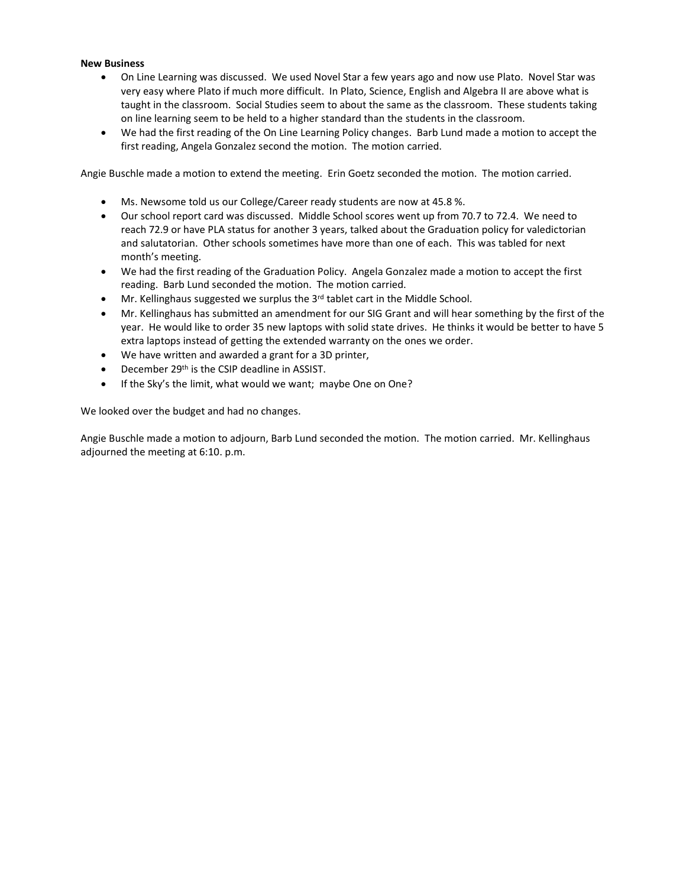**New Business**

- On Line Learning was discussed. We used Novel Star a few years ago and now use Plato. Novel Star was very easy where Plato if much more difficult. In Plato, Science, English and Algebra II are above what is taught in the classroom. Social Studies seem to about the same as the classroom. These students taking on line learning seem to be held to a higher standard than the students in the classroom.
- We had the first reading of the On Line Learning Policy changes. Barb Lund made a motion to accept the first reading, Angela Gonzalez second the motion. The motion carried.

Angie Buschle made a motion to extend the meeting. Erin Goetz seconded the motion. The motion carried.

- Ms. Newsome told us our College/Career ready students are now at 45.8 %.
- Our school report card was discussed. Middle School scores went up from 70.7 to 72.4. We need to reach 72.9 or have PLA status for another 3 years, talked about the Graduation policy for valedictorian and salutatorian. Other schools sometimes have more than one of each. This was tabled for next month's meeting.
- We had the first reading of the Graduation Policy. Angela Gonzalez made a motion to accept the first reading. Barb Lund seconded the motion. The motion carried.
- Mr. Kellinghaus suggested we surplus the 3rd tablet cart in the Middle School.
- Mr. Kellinghaus has submitted an amendment for our SIG Grant and will hear something by the first of the year. He would like to order 35 new laptops with solid state drives. He thinks it would be better to have 5 extra laptops instead of getting the extended warranty on the ones we order.
- We have written and awarded a grant for a 3D printer,
- December 29th is the CSIP deadline in ASSIST.
- If the Sky's the limit, what would we want; maybe One on One?

We looked over the budget and had no changes.

Angie Buschle made a motion to adjourn, Barb Lund seconded the motion. The motion carried. Mr. Kellinghaus adjourned the meeting at 6:10. p.m.